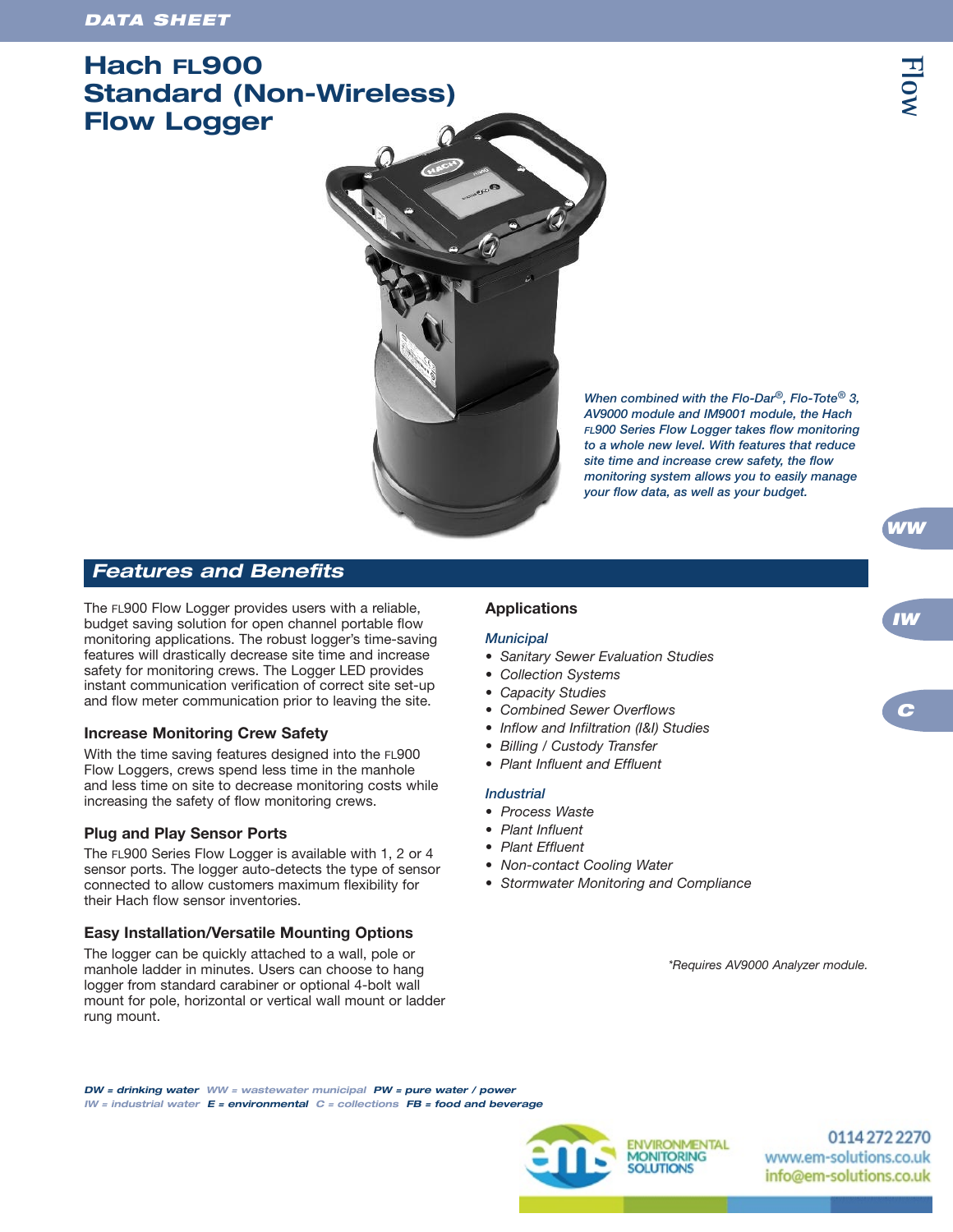DATA SHEET

# Hach FL900 Standard (Non-Wireless) Flow Logger

*When combined with the Flo-Dar®, Flo-Tote® 3, AV9000 module and IM9001 module, the Hach FL900 Series Flow Logger takes flow monitoring to a whole new level. With features that reduce site time and increase crew safety, the flow monitoring system allows you to easily manage your flow data, as well as your budget.*

## Features and Benefits

The FL900 Flow Logger provides users with a reliable, budget saving solution for open channel portable flow monitoring applications. The robust logger's time-saving features will drastically decrease site time and increase safety for monitoring crews. The Logger LED provides instant communication verification of correct site set-up and flow meter communication prior to leaving the site.

### Increase Monitoring Crew Safety

With the time saving features designed into the FL900 Flow Loggers, crews spend less time in the manhole and less time on site to decrease monitoring costs while increasing the safety of flow monitoring crews.

### Plug and Play Sensor Ports

The FL900 Series Flow Logger is available with 1, 2 or 4 sensor ports. The logger auto-detects the type of sensor connected to allow customers maximum flexibility for their Hach flow sensor inventories.

### Easy Installation/Versatile Mounting Options

The logger can be quickly attached to a wall, pole or manhole ladder in minutes. Users can choose to hang logger from standard carabiner or optional 4-bolt wall mount for pole, horizontal or vertical wall mount or ladder rung mount.

### Applications

*Municipal*

- *Sanitary Sewer Evaluation Studies*
- *Collection Systems*
- *Capacity Studies*
- *Combined Sewer Overflows*
- *Inflow and Infiltration (I&I) Studies*
- *Billing / Custody Transfer*
- *Plant Influent and Effluent*

*Industrial*

- *Process Waste*
- *Plant Influent*
- *Plant Effluent*
- *Non-contact Cooling Water*
- *Stormwater Monitoring and Compliance*

*\*Requires AV9000 Analyzer module.*

*DW = drinking water WW = wastewater municipal PW = pure water / power IW = industrial water E = environmental C = collections FB = food and beverage*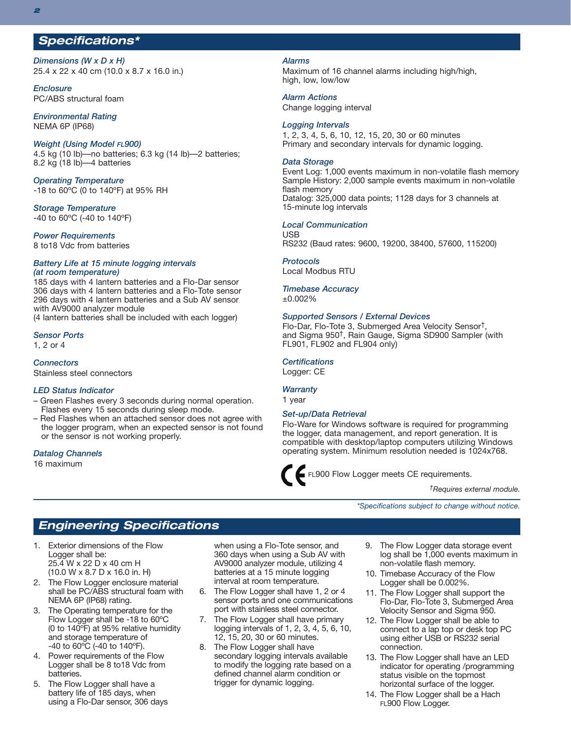## Specifications*

*Dimensions (W x D x H)*
25.4 x 22 x 40 cm (10.0 x 8.7 x 16.0 in.)

*Enclosure*
PC/ABS structural foam

*Environmental Rating*
NEMA 6P (IP68)

*Weight (Using Model FL900)*
4.5 kg (10 lb)—no batteries; 6.3 kg (14 lb)—2 batteries; 8.2 kg (18 lb)—4 batteries

*Operating Temperature*
-18 to 60ºC (0 to 140ºF) at 95% RH

*Storage Temperature*
-40 to 60ºC (-40 to 140ºF)

*Power Requirements*
8 to18 Vdc from batteries

*Battery Life at 15 minute logging intervals (at room temperature)*
185 days with 4 lantern batteries and a Flo-Dar sensor
306 days with 4 lantern batteries and a Flo-Tote sensor
296 days with 4 lantern batteries and a Sub AV sensor with AV9000 analyzer module
(4 lantern batteries shall be included with each logger)

*Sensor Ports*
1, 2 or 4

*Connectors*
Stainless steel connectors

*LED Status Indicator*
- Green Flashes every 3 seconds during normal operation. Flashes every 15 seconds during sleep mode.
- Red Flashes when an attached sensor does not agree with the logger program, when an expected sensor is not found or the sensor is not working properly.

*Datalog Channels*
16 maximum

*Alarms*
Maximum of 16 channel alarms including high/high, high, low, low/low

*Alarm Actions*
Change logging interval

*Logging Intervals*
1, 2, 3, 4, 5, 6, 10, 12, 15, 20, 30 or 60 minutes
Primary and secondary intervals for dynamic logging.

*Data Storage*
Event Log: 1,000 events maximum in non-volatile flash memory
Sample History: 2,000 sample events maximum in non-volatile flash memory
Datalog: 325,000 data points; 1128 days for 3 channels at 15-minute log intervals

*Local Communication*
USB
RS232 (Baud rates: 9600, 19200, 38400, 57600, 115200)

*Protocols*
Local Modbus RTU

*Timebase Accuracy*
±0.002%

*Supported Sensors / External Devices*
Flo-Dar, Flo-Tote 3, Submerged Area Velocity Sensor†, and Sigma 950†, Rain Gauge, Sigma SD900 Sampler (with FL901, FL902 and FL904 only)

*Certifications*
Logger: CE

*Warranty*
1 year

*Set-up/Data Retrieval*
Flo-Ware for Windows software is required for programming the logger, data management, and report generation. It is compatible with desktop/laptop computers utilizing Windows operating system. Minimum resolution needed is 1024x768.

CE FL900 Flow Logger meets CE requirements.

*†Requires external module.*

*\*Specifications subject to change without notice.*

## Engineering Specifications

1. Exterior dimensions of the Flow Logger shall be:
   25.4 W x 22 D x 40 cm H
   (10.0 W x 8.7 D x 16.0 in. H)
2. The Flow Logger enclosure material shall be PC/ABS structural foam with NEMA 6P (IP68) rating.
3. The Operating temperature for the Flow Logger shall be -18 to 60ºC (0 to 140ºF) at 95% relative humidity and storage temperature of -40 to 60ºC (-40 to 140ºF).
4. Power requirements of the Flow Logger shall be 8 to18 Vdc from batteries.
5. The Flow Logger shall have a battery life of 185 days, when using a Flo-Dar sensor, 306 days when using a Flo-Tote sensor, and 360 days when using a Sub AV with AV9000 analyzer module, utilizing 4 batteries at a 15 minute logging interval at room temperature.
6. The Flow Logger shall have 1, 2 or 4 sensor ports and one communications port with stainless steel connector.
7. The Flow Logger shall have primary logging intervals of 1, 2, 3, 4, 5, 6, 10, 12, 15, 20, 30 or 60 minutes.
8. The Flow Logger shall have secondary logging intervals available to modify the logging rate based on a defined channel alarm condition or trigger for dynamic logging.
9. The Flow Logger data storage event log shall be 1,000 events maximum in non-volatile flash memory.
10. Timebase Accuracy of the Flow Logger shall be 0.002%.
11. The Flow Logger shall support the Flo-Dar, Flo-Tote 3, Submerged Area Velocity Sensor and Sigma 950.
12. The Flow Logger shall be able to connect to a lap top or desk top PC using either USB or RS232 serial connection.
13. The Flow Logger shall have an LED indicator for operating /programming status visible on the topmost horizontal surface of the logger.
14. The Flow Logger shall be a Hach FL900 Flow Logger.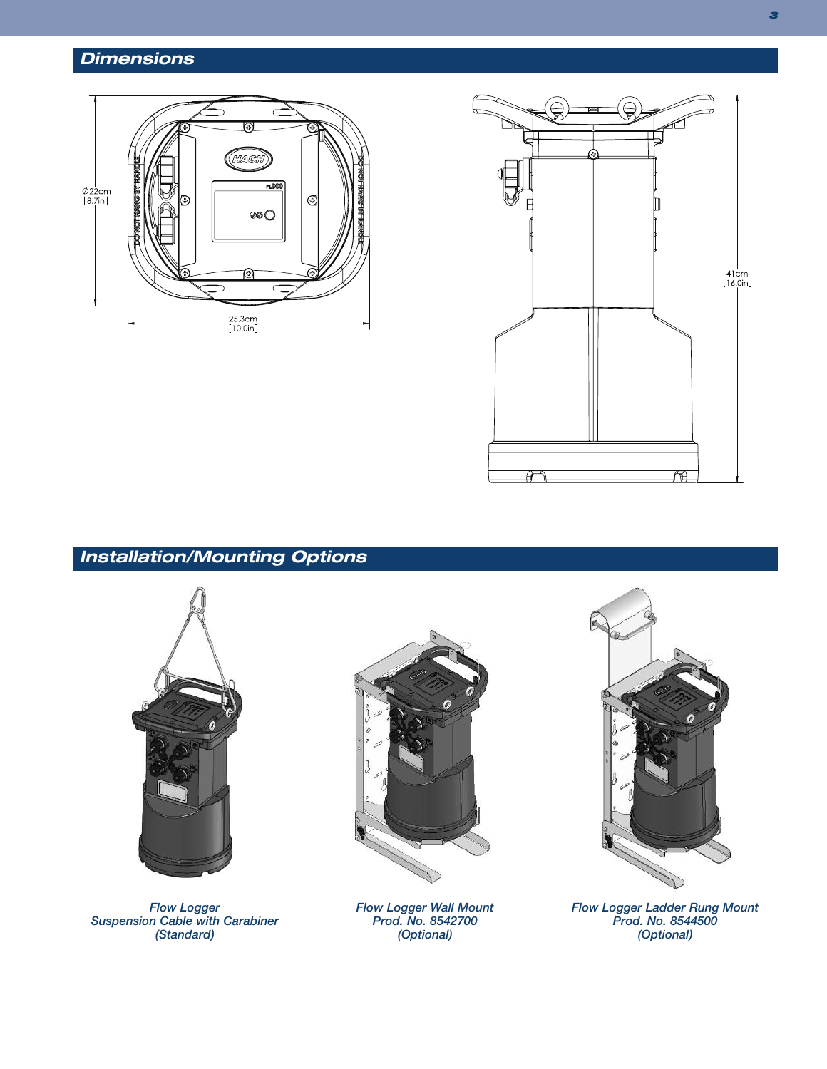## Dimensions

Ø22cm
[8.7in]

25.3cm
[10.0in]

41cm
[16.0in]

## Installation/Mounting Options

*Flow Logger*
*Suspension Cable with Carabiner*
*(Standard)*

*Flow Logger Wall Mount*
*Prod. No. 8542700*
*(Optional)*

*Flow Logger Ladder Rung Mount*
*Prod. No. 8544500*
*(Optional)*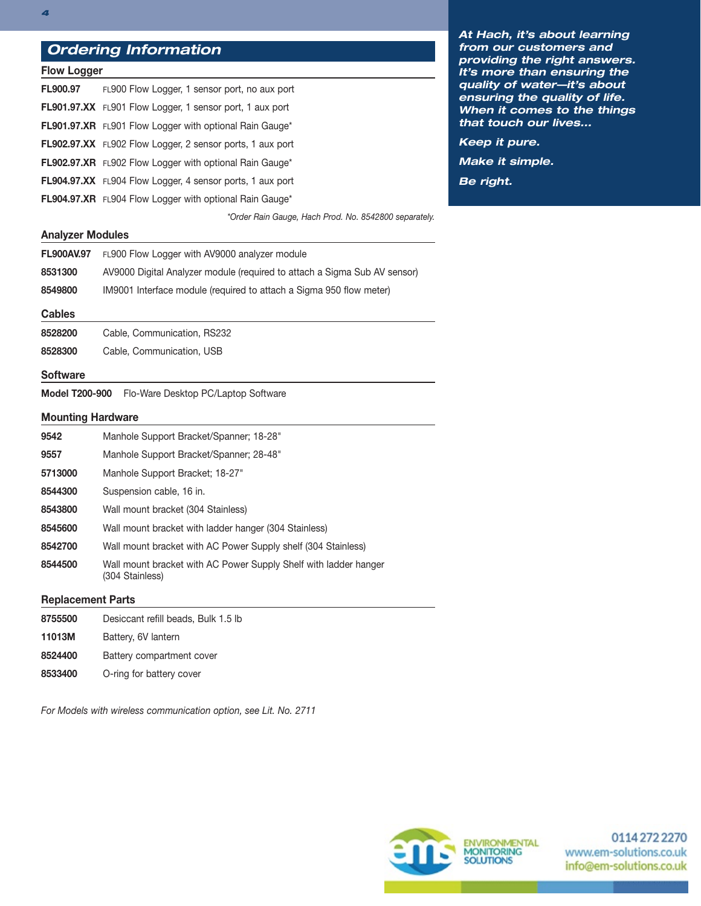## Ordering Information

### Flow Logger

| | |
|---|---|
| **FL900.97** | FL900 Flow Logger, 1 sensor port, no aux port |
| **FL901.97.XX** | FL901 Flow Logger, 1 sensor port, 1 aux port |
| **FL901.97.XR** | FL901 Flow Logger with optional Rain Gauge* |
| **FL902.97.XX** | FL902 Flow Logger, 2 sensor ports, 1 aux port |
| **FL902.97.XR** | FL902 Flow Logger with optional Rain Gauge* |
| **FL904.97.XX** | FL904 Flow Logger, 4 sensor ports, 1 aux port |
| **FL904.97.XR** | FL904 Flow Logger with optional Rain Gauge* |

*\*Order Rain Gauge, Hach Prod. No. 8542800 separately.*

### Analyzer Modules

| | |
|---|---|
| **FL900AV.97** | FL900 Flow Logger with AV9000 analyzer module |
| **8531300** | AV9000 Digital Analyzer module (required to attach a Sigma Sub AV sensor) |
| **8549800** | IM9001 Interface module (required to attach a Sigma 950 flow meter) |

### Cables

| | |
|---|---|
| **8528200** | Cable, Communication, RS232 |
| **8528300** | Cable, Communication, USB |

### Software

**Model T200-900** Flo-Ware Desktop PC/Laptop Software

### Mounting Hardware

| | |
|---|---|
| **9542** | Manhole Support Bracket/Spanner; 18-28" |
| **9557** | Manhole Support Bracket/Spanner; 28-48" |
| **5713000** | Manhole Support Bracket; 18-27" |
| **8544300** | Suspension cable, 16 in. |
| **8543800** | Wall mount bracket (304 Stainless) |
| **8545600** | Wall mount bracket with ladder hanger (304 Stainless) |
| **8542700** | Wall mount bracket with AC Power Supply shelf (304 Stainless) |
| **8544500** | Wall mount bracket with AC Power Supply Shelf with ladder hanger (304 Stainless) |

### Replacement Parts

| | |
|---|---|
| **8755500** | Desiccant refill beads, Bulk 1.5 lb |
| **11013M** | Battery, 6V lantern |
| **8524400** | Battery compartment cover |
| **8533400** | O-ring for battery cover |

*For Models with wireless communication option, see Lit. No. 2711*

***At Hach, it's about learning from our customers and providing the right answers. It's more than ensuring the quality of water—it's about ensuring the quality of life. When it comes to the things that touch our lives...***

***Keep it pure.***

***Make it simple.***

***Be right.***

ENVIRONMENTAL MONITORING SOLUTIONS

0114 272 2270
www.em-solutions.co.uk
info@em-solutions.co.uk